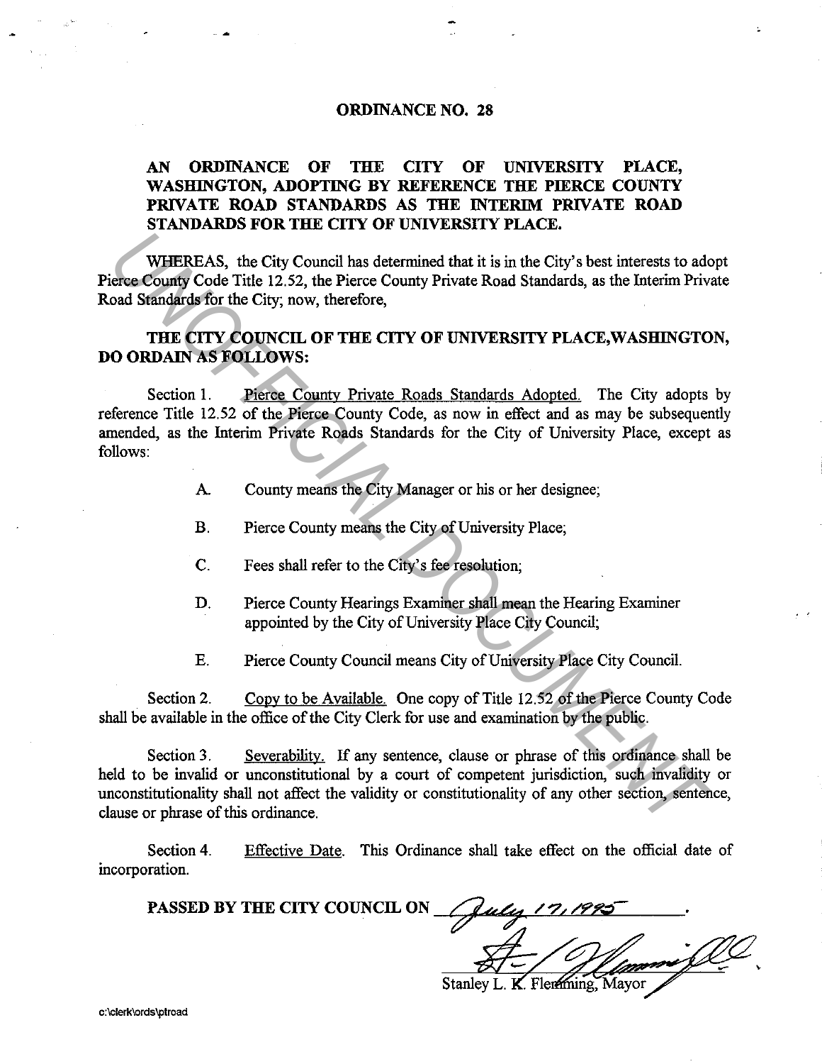# ORDINANCE NO. 28

## AN ORDINANCE OF THE CITY OF UNIVERSITY PLACE, WASHINGTON, ADOPTING BY REFERENCE THE PIERCE COUNTY PRIVATE ROAD STANDARDS AS THE INTERIM PRIVATE ROAD STANDARDS FOR THE CITY OF UNIVERSITY PLACE.

WHEREAS, the City Council has determined that it is in the City's best interests to adopt Pierce County Code Title 12.52, the Pierce County Private Road Standards, as the Interim Private Road Standards for the City; now, therefore,

**THE CITY COUNCIL OF THE CITY OF UNIVERSITY PLACE, WASHINGTON, DO ORDAIN AS FOLLOWS:**

Section 1. Pierce County Private Roads Standards Adopted. The City adopts by reference Title 12.52 of the Pierce County Code, as now in effect and as may be subsequently amended, as the Interim Private Roads Standards for the City of University Place, except as follows:

A. County means the City Manager or his or her designee;

B. Pierce County means the City of University Place;

C. Fees shall refer to the City's fee resolution;

D. Pierce County Hearings Examiner shall mean the Hearing Examiner appointed by the City of University Place City Council;

E. Pierce County Council means City of University Place City Council.

Section 2. Copy to be Available. One copy of Title 12.52 of the Pierce County Code shall be available in the office of the City Clerk for use and examination by the public.

Section 3. Severability. If any sentence, clause or phrase of this ordinance shall be held to be invalid or unconstitutional by a court of competent jurisdiction, such invalidity or unconstitutionality shall not affect the validity or constitutionality of any other section, sentence, clause or phrase of this ordinance.

Section 4. Effective Date. This Ordinance shall take effect on the official date of incorporation.

**PASSED BY THE CITY COUNCIL ON** July 17, 1995.

Stanley L. K. Flemming, Mayor

c:\clerk\ords\ptroad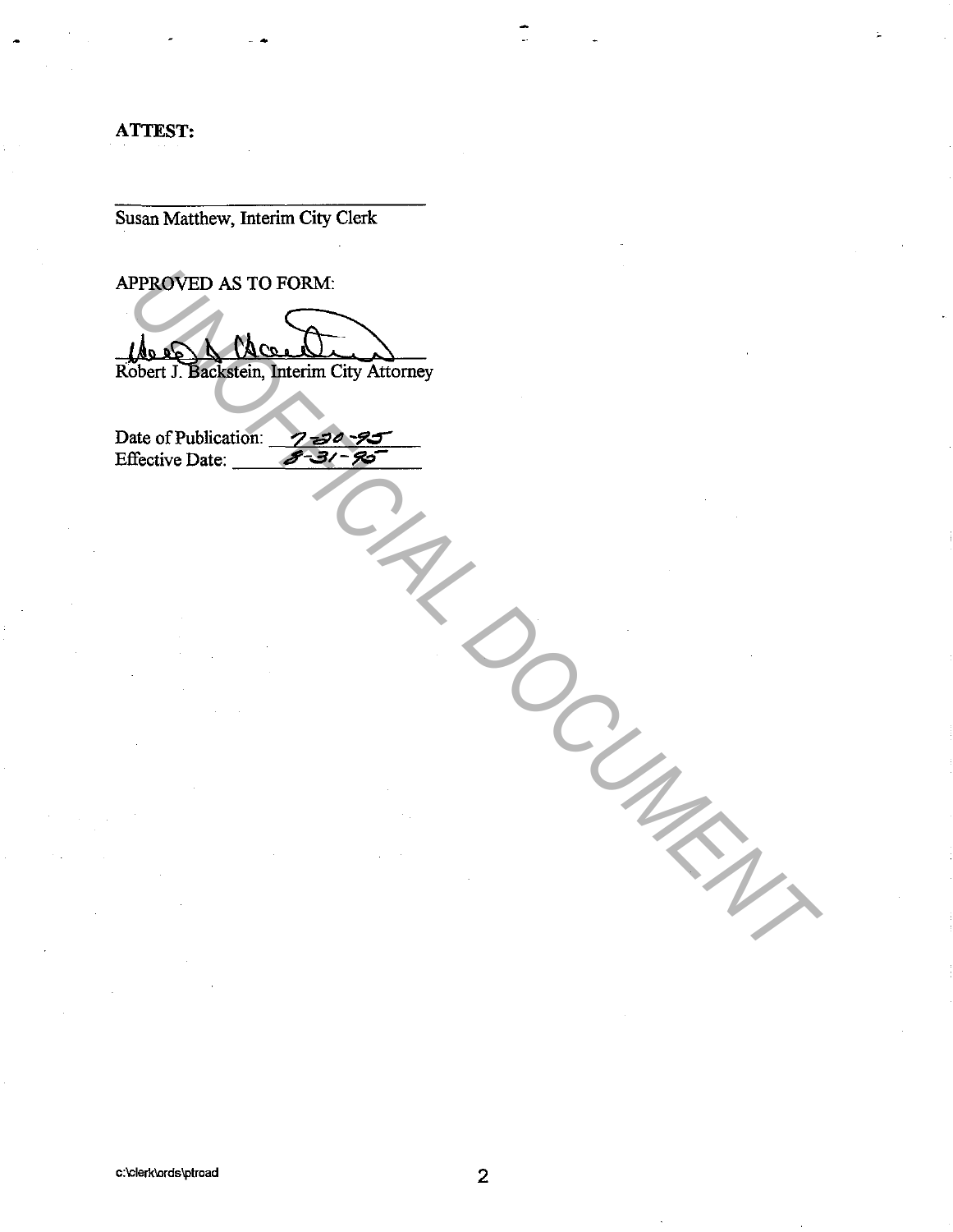**ATTEST:**

\_\_\_\_\_\_\_\_\_\_\_\_\_\_\_\_\_\_\_\_\_\_\_\_\_\_\_\_\_\_
Susan Matthew, Interim City Clerk

APPROVED AS TO FORM:

\_\_\_\_\_\_\_\_\_\_\_\_\_\_\_\_\_\_\_\_\_\_\_\_\_\_\_\_\_\_
Robert J. Backstein, Interim City Attorney

Date of Publication: 7-30-95
Effective Date: 8-31-95

UNOFFICIAL DOCUMENT

c:\clerk\ords\ptroad